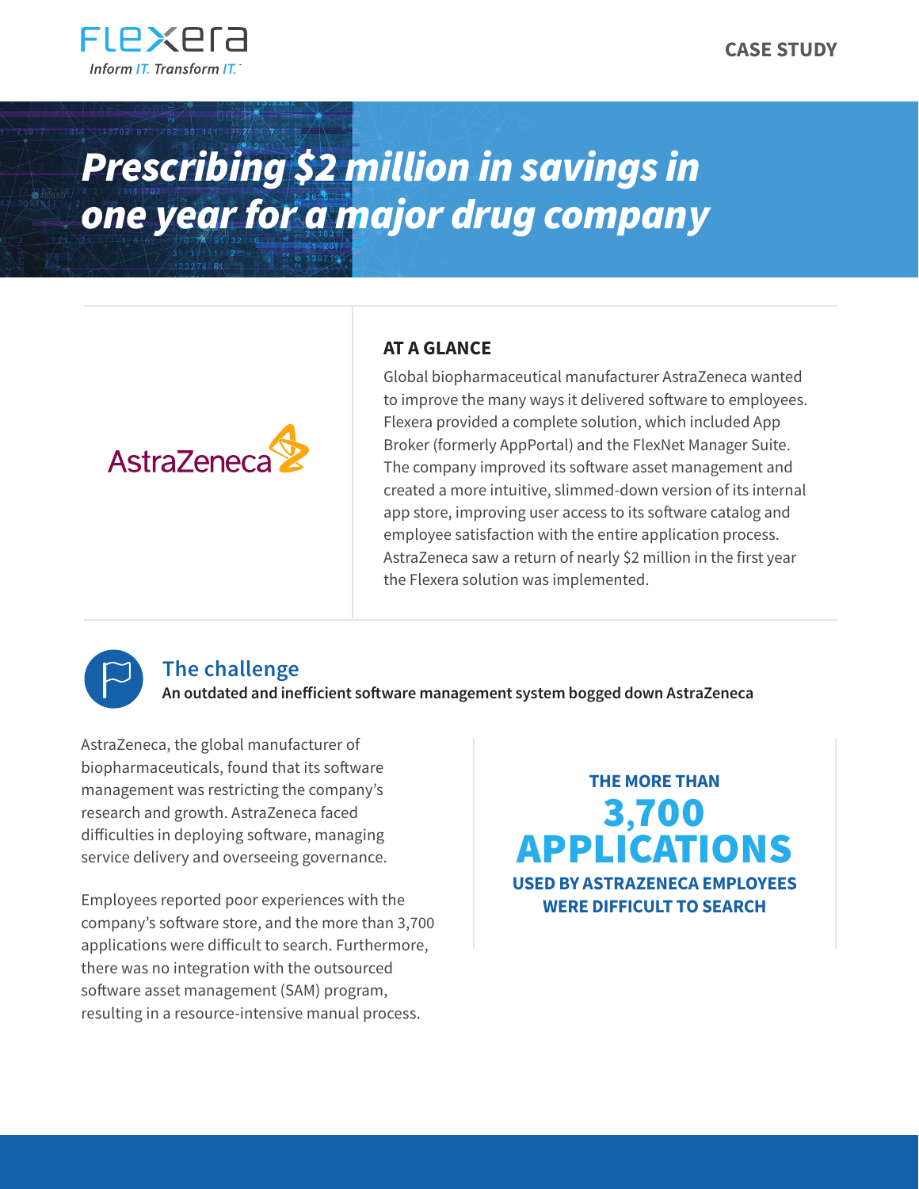Flexera
Inform IT. Transform IT.

CASE STUDY

# *Prescribing $2 million in savings in one year for a major drug company*

AstraZeneca

## AT A GLANCE

Global biopharmaceutical manufacturer AstraZeneca wanted to improve the many ways it delivered software to employees. Flexera provided a complete solution, which included App Broker (formerly AppPortal) and the FlexNet Manager Suite. The company improved its software asset management and created a more intuitive, slimmed-down version of its internal app store, improving user access to its software catalog and employee satisfaction with the entire application process. AstraZeneca saw a return of nearly $2 million in the first year the Flexera solution was implemented.

## The challenge

**An outdated and inefficient software management system bogged down AstraZeneca**

AstraZeneca, the global manufacturer of biopharmaceuticals, found that its software management was restricting the company's research and growth. AstraZeneca faced difficulties in deploying software, managing service delivery and overseeing governance.

Employees reported poor experiences with the company's software store, and the more than 3,700 applications were difficult to search. Furthermore, there was no integration with the outsourced software asset management (SAM) program, resulting in a resource-intensive manual process.

**THE MORE THAN 3,700 APPLICATIONS USED BY ASTRAZENECA EMPLOYEES WERE DIFFICULT TO SEARCH**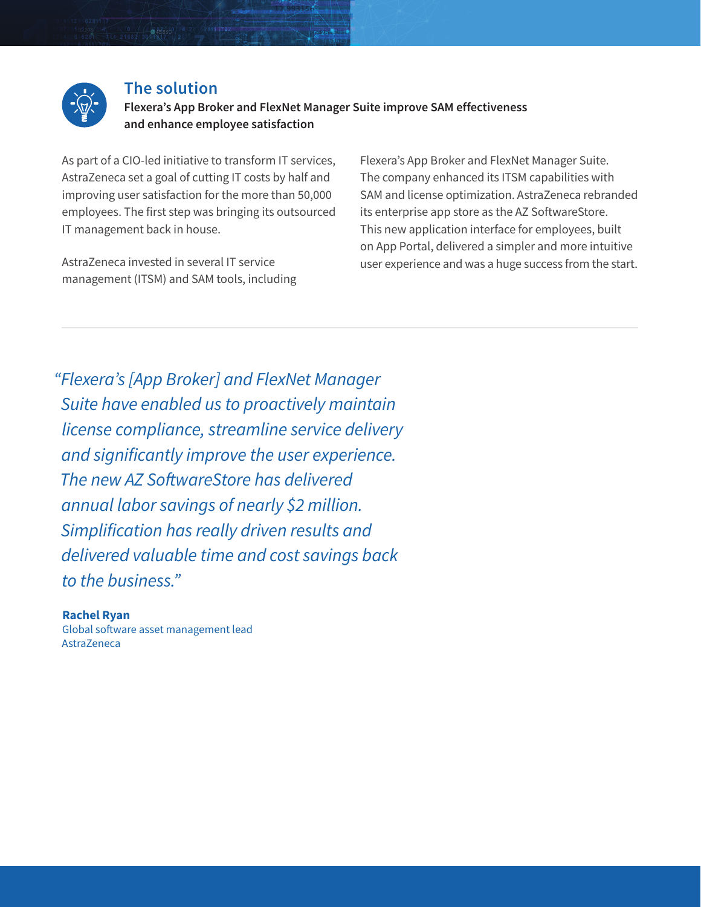## The solution

**Flexera's App Broker and FlexNet Manager Suite improve SAM effectiveness and enhance employee satisfaction**

As part of a CIO-led initiative to transform IT services, AstraZeneca set a goal of cutting IT costs by half and improving user satisfaction for the more than 50,000 employees. The first step was bringing its outsourced IT management back in house.

AstraZeneca invested in several IT service management (ITSM) and SAM tools, including Flexera's App Broker and FlexNet Manager Suite. The company enhanced its ITSM capabilities with SAM and license optimization. AstraZeneca rebranded its enterprise app store as the AZ SoftwareStore. This new application interface for employees, built on App Portal, delivered a simpler and more intuitive user experience and was a huge success from the start.

---

*"Flexera's [App Broker] and FlexNet Manager Suite have enabled us to proactively maintain license compliance, streamline service delivery and significantly improve the user experience. The new AZ SoftwareStore has delivered annual labor savings of nearly $2 million. Simplification has really driven results and delivered valuable time and cost savings back to the business."*

**Rachel Ryan**
Global software asset management lead
AstraZeneca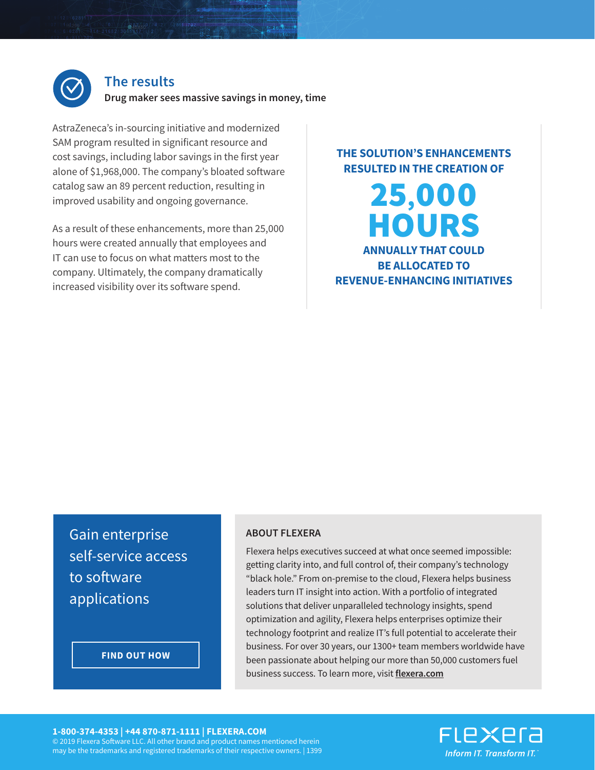## The results

**Drug maker sees massive savings in money, time**

AstraZeneca's in-sourcing initiative and modernized SAM program resulted in significant resource and cost savings, including labor savings in the first year alone of $1,968,000. The company's bloated software catalog saw an 89 percent reduction, resulting in improved usability and ongoing governance.

As a result of these enhancements, more than 25,000 hours were created annually that employees and IT can use to focus on what matters most to the company. Ultimately, the company dramatically increased visibility over its software spend.

**THE SOLUTION'S ENHANCEMENTS RESULTED IN THE CREATION OF**

**25,000 HOURS**

**ANNUALLY THAT COULD BE ALLOCATED TO REVENUE-ENHANCING INITIATIVES**

Gain enterprise self-service access to software applications

**FIND OUT HOW**

### ABOUT FLEXERA

Flexera helps executives succeed at what once seemed impossible: getting clarity into, and full control of, their company's technology "black hole." From on-premise to the cloud, Flexera helps business leaders turn IT insight into action. With a portfolio of integrated solutions that deliver unparalleled technology insights, spend optimization and agility, Flexera helps enterprises optimize their technology footprint and realize IT's full potential to accelerate their business. For over 30 years, our 1300+ team members worldwide have been passionate about helping our more than 50,000 customers fuel business success. To learn more, visit **flexera.com**

**1-800-374-4353 | +44 870-871-1111 | FLEXERA.COM**

© 2019 Flexera Software LLC. All other brand and product names mentioned herein may be the trademarks and registered trademarks of their respective owners. | 1399

Flexera

*Inform IT. Transform IT.*™